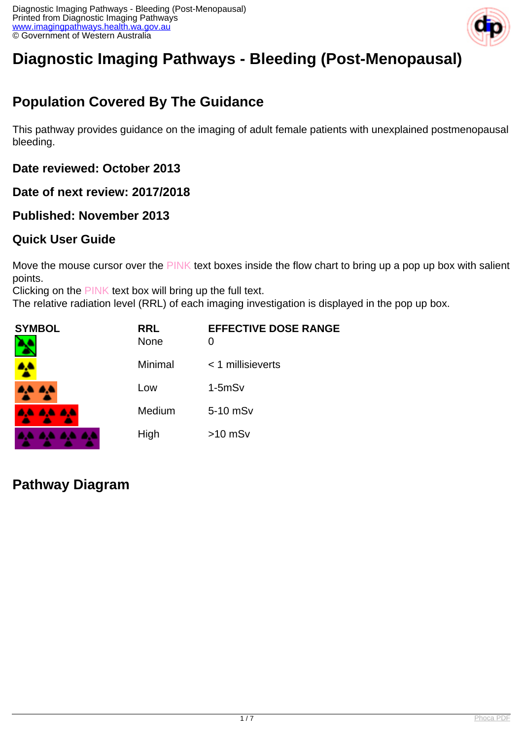# Diagnostic Imaging Pathways - Bleeding (Post-Menopausal)

## Population Covered By The Guidance

This pathway provides guidance on the imaging of adult female patients with unexplained postmenopausal bleeding.

### Date reviewed: October 2013

### Date of next review: 2017/2018

### Published: November 2013

### Quick User Guide

Move the mouse cursor over the PINK text boxes inside the flow chart to bring up a pop up box with salient points.
Clicking on the PINK text box will bring up the full text.
The relative radiation level (RRL) of each imaging investigation is displayed in the pop up box.

| SYMBOL | RRL | EFFECTIVE DOSE RANGE |
|---|---|---|
| | None | 0 |
| | Minimal | < 1 millisieverts |
| | Low | 1-5mSv |
| | Medium | 5-10 mSv |
| | High | >10 mSv |

## Pathway Diagram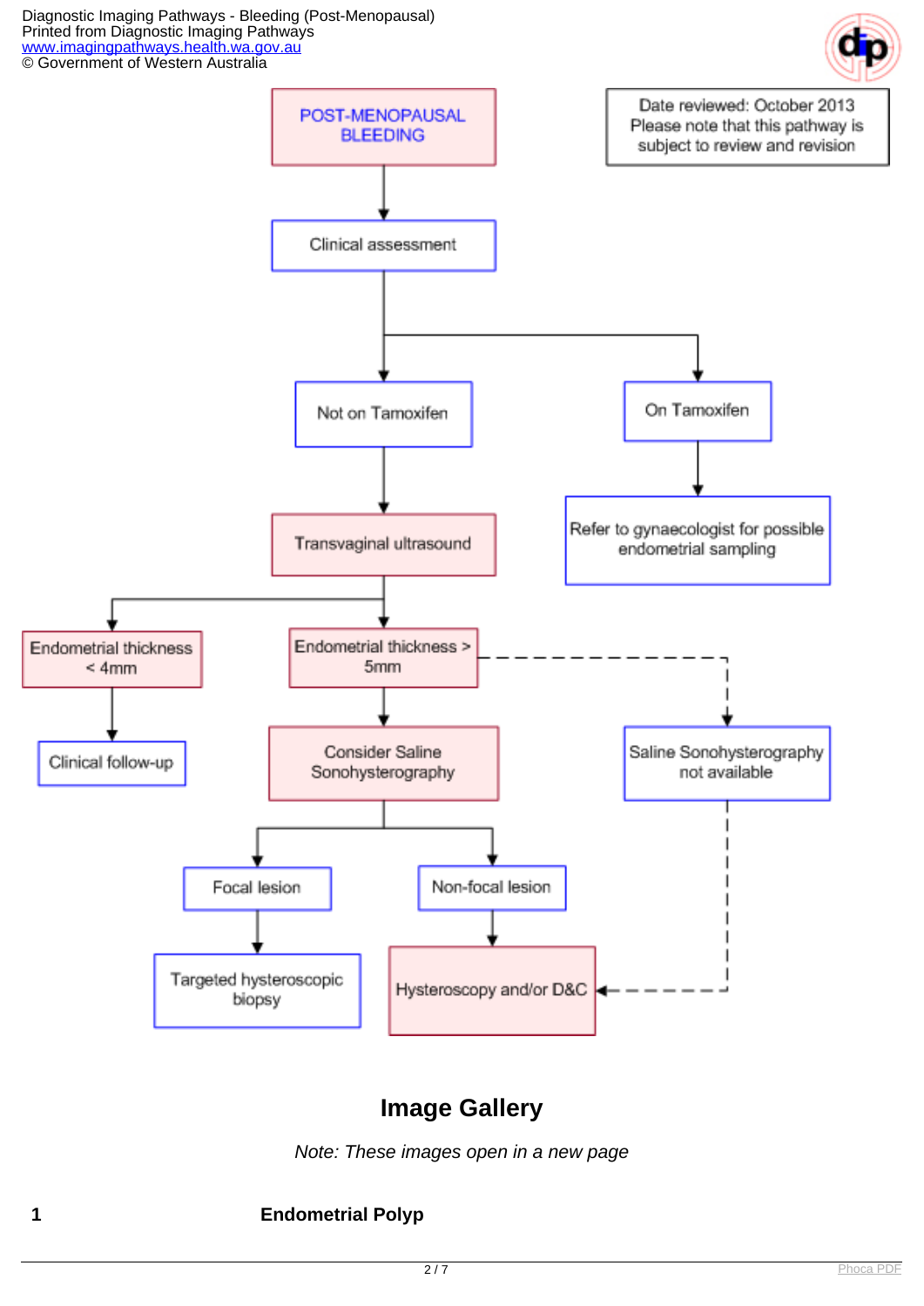Date reviewed: October 2013
Please note that this pathway is subject to review and revision

**POST-MENOPAUSAL BLEEDING**

- Clinical assessment
  - Not on Tamoxifen
    - Transvaginal ultrasound
      - Endometrial thickness < 4mm
        - Clinical follow-up
      - Endometrial thickness > 5mm
        - Consider Saline Sonohysterography
          - Focal lesion
            - Targeted hysteroscopic biopsy
          - Non-focal lesion
            - Hysteroscopy and/or D&C
        - Saline Sonohysterography not available
          - Hysteroscopy and/or D&C
  - On Tamoxifen
    - Refer to gynaecologist for possible endometrial sampling

## Image Gallery

*Note: These images open in a new page*

**1** **Endometrial Polyp**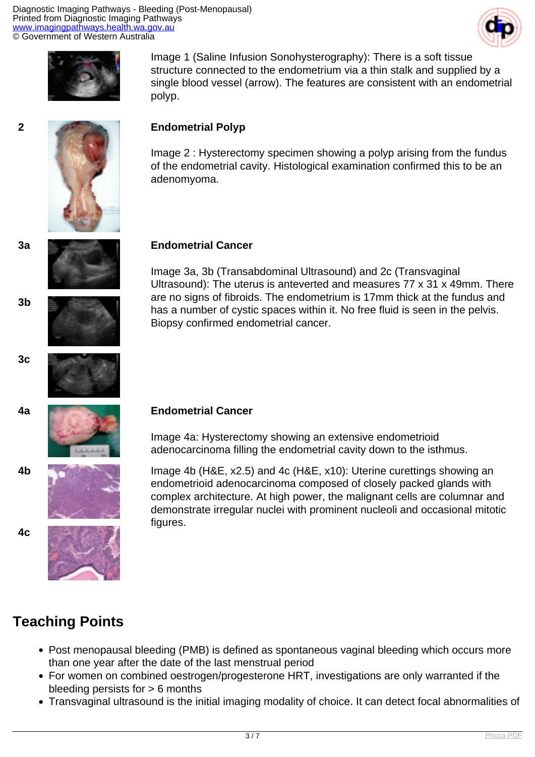Image 1 (Saline Infusion Sonohysterography): There is a soft tissue structure connected to the endometrium via a thin stalk and supplied by a single blood vessel (arrow). The features are consistent with an endometrial polyp.

2

**Endometrial Polyp**

Image 2 : Hysterectomy specimen showing a polyp arising from the fundus of the endometrial cavity. Histological examination confirmed this to be an adenomyoma.

3a

3b

3c

**Endometrial Cancer**

Image 3a, 3b (Transabdominal Ultrasound) and 2c (Transvaginal Ultrasound): The uterus is anteverted and measures 77 x 31 x 49mm. There are no signs of fibroids. The endometrium is 17mm thick at the fundus and has a number of cystic spaces within it. No free fluid is seen in the pelvis. Biopsy confirmed endometrial cancer.

4a

4b

4c

**Endometrial Cancer**

Image 4a: Hysterectomy showing an extensive endometrioid adenocarcinoma filling the endometrial cavity down to the isthmus.

Image 4b (H&E, x2.5) and 4c (H&E, x10): Uterine curettings showing an endometrioid adenocarcinoma composed of closely packed glands with complex architecture. At high power, the malignant cells are columnar and demonstrate irregular nuclei with prominent nucleoli and occasional mitotic figures.

## Teaching Points

- Post menopausal bleeding (PMB) is defined as spontaneous vaginal bleeding which occurs more than one year after the date of the last menstrual period
- For women on combined oestrogen/progesterone HRT, investigations are only warranted if the bleeding persists for > 6 months
- Transvaginal ultrasound is the initial imaging modality of choice. It can detect focal abnormalities of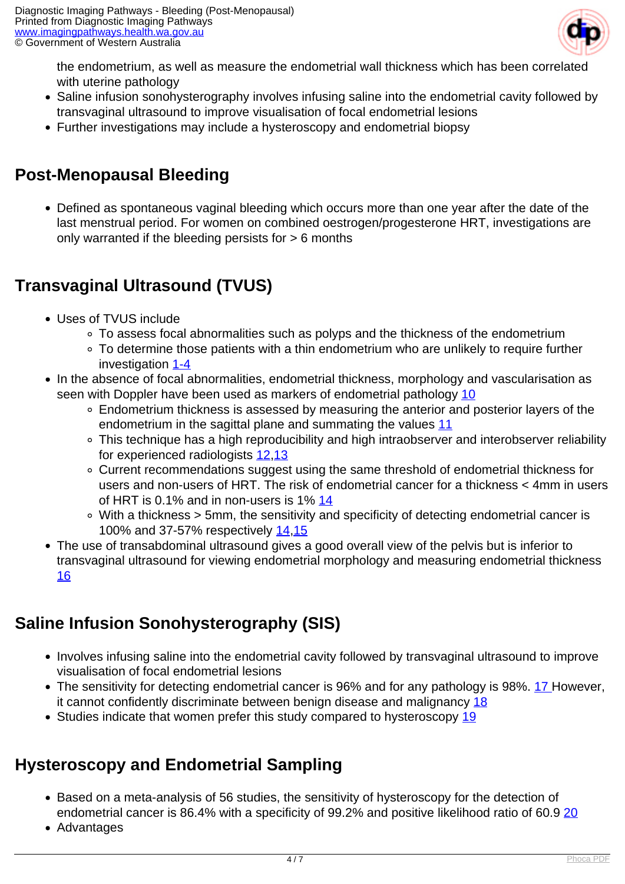the endometrium, as well as measure the endometrial wall thickness which has been correlated with uterine pathology
- Saline infusion sonohysterography involves infusing saline into the endometrial cavity followed by transvaginal ultrasound to improve visualisation of focal endometrial lesions
- Further investigations may include a hysteroscopy and endometrial biopsy

## Post-Menopausal Bleeding

- Defined as spontaneous vaginal bleeding which occurs more than one year after the date of the last menstrual period. For women on combined oestrogen/progesterone HRT, investigations are only warranted if the bleeding persists for > 6 months

## Transvaginal Ultrasound (TVUS)

- Uses of TVUS include
  - To assess focal abnormalities such as polyps and the thickness of the endometrium
  - To determine those patients with a thin endometrium who are unlikely to require further investigation [1-4]
- In the absence of focal abnormalities, endometrial thickness, morphology and vascularisation as seen with Doppler have been used as markers of endometrial pathology [10]
  - Endometrium thickness is assessed by measuring the anterior and posterior layers of the endometrium in the sagittal plane and summating the values [11]
  - This technique has a high reproducibility and high intraobserver and interobserver reliability for experienced radiologists [12,13]
  - Current recommendations suggest using the same threshold of endometrial thickness for users and non-users of HRT. The risk of endometrial cancer for a thickness < 4mm in users of HRT is 0.1% and in non-users is 1% [14]
  - With a thickness > 5mm, the sensitivity and specificity of detecting endometrial cancer is 100% and 37-57% respectively [14,15]
- The use of transabdominal ultrasound gives a good overall view of the pelvis but is inferior to transvaginal ultrasound for viewing endometrial morphology and measuring endometrial thickness [16]

## Saline Infusion Sonohysterography (SIS)

- Involves infusing saline into the endometrial cavity followed by transvaginal ultrasound to improve visualisation of focal endometrial lesions
- The sensitivity for detecting endometrial cancer is 96% and for any pathology is 98%. [17] However, it cannot confidently discriminate between benign disease and malignancy [18]
- Studies indicate that women prefer this study compared to hysteroscopy [19]

## Hysteroscopy and Endometrial Sampling

- Based on a meta-analysis of 56 studies, the sensitivity of hysteroscopy for the detection of endometrial cancer is 86.4% with a specificity of 99.2% and positive likelihood ratio of 60.9 [20]
- Advantages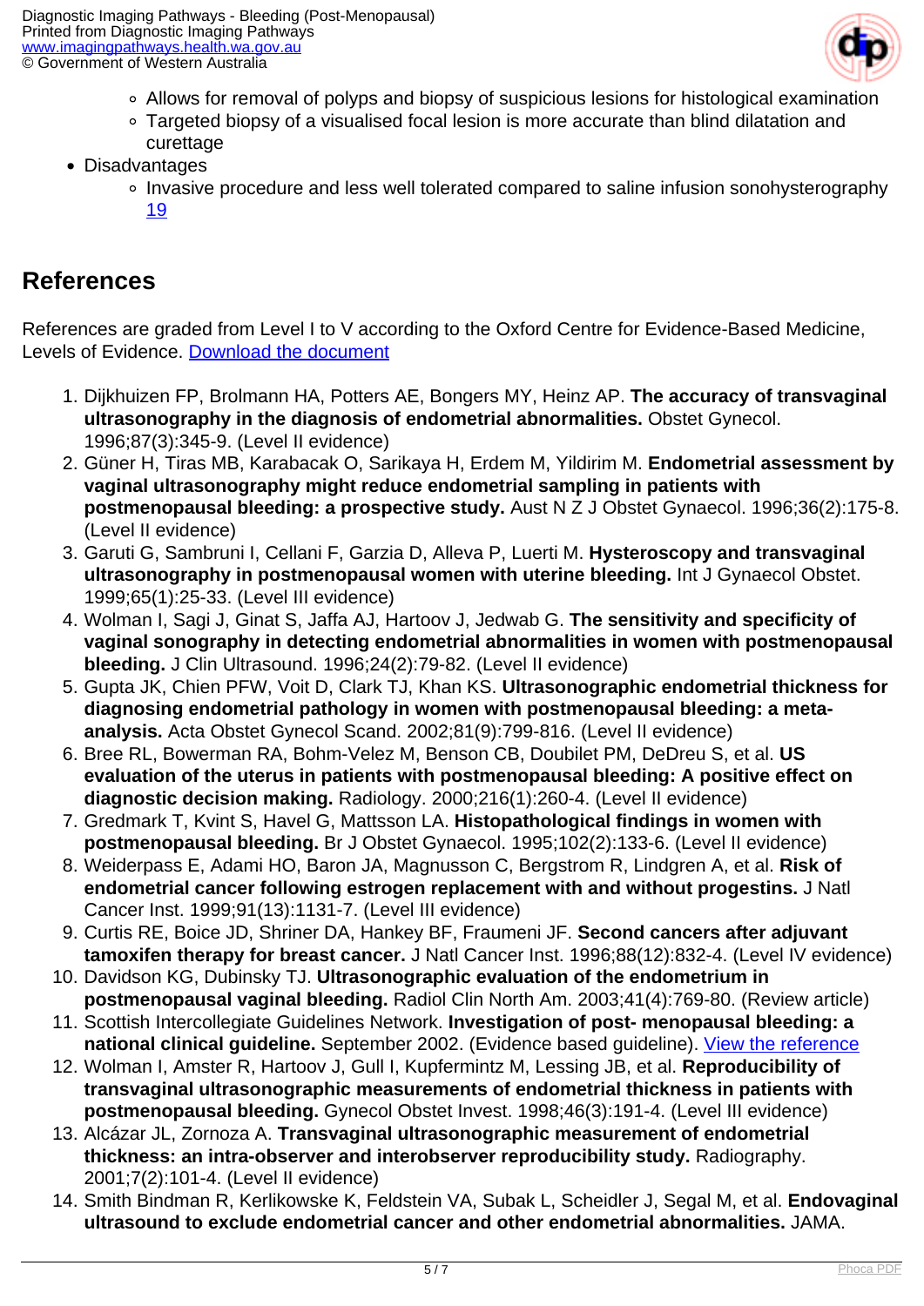- Allows for removal of polyps and biopsy of suspicious lesions for histological examination
    - Targeted biopsy of a visualised focal lesion is more accurate than blind dilatation and curettage
- Disadvantages
    - Invasive procedure and less well tolerated compared to saline infusion sonohysterography 19

## References

References are graded from Level I to V according to the Oxford Centre for Evidence-Based Medicine, Levels of Evidence. Download the document

1. Dijkhuizen FP, Brolmann HA, Potters AE, Bongers MY, Heinz AP. **The accuracy of transvaginal ultrasonography in the diagnosis of endometrial abnormalities.** Obstet Gynecol. 1996;87(3):345-9. (Level II evidence)
2. Güner H, Tiras MB, Karabacak O, Sarikaya H, Erdem M, Yildirim M. **Endometrial assessment by vaginal ultrasonography might reduce endometrial sampling in patients with postmenopausal bleeding: a prospective study.** Aust N Z J Obstet Gynaecol. 1996;36(2):175-8. (Level II evidence)
3. Garuti G, Sambruni I, Cellani F, Garzia D, Alleva P, Luerti M. **Hysteroscopy and transvaginal ultrasonography in postmenopausal women with uterine bleeding.** Int J Gynaecol Obstet. 1999;65(1):25-33. (Level III evidence)
4. Wolman I, Sagi J, Ginat S, Jaffa AJ, Hartoov J, Jedwab G. **The sensitivity and specificity of vaginal sonography in detecting endometrial abnormalities in women with postmenopausal bleeding.** J Clin Ultrasound. 1996;24(2):79-82. (Level II evidence)
5. Gupta JK, Chien PFW, Voit D, Clark TJ, Khan KS. **Ultrasonographic endometrial thickness for diagnosing endometrial pathology in women with postmenopausal bleeding: a meta-analysis.** Acta Obstet Gynecol Scand. 2002;81(9):799-816. (Level II evidence)
6. Bree RL, Bowerman RA, Bohm-Velez M, Benson CB, Doubilet PM, DeDreu S, et al. **US evaluation of the uterus in patients with postmenopausal bleeding: A positive effect on diagnostic decision making.** Radiology. 2000;216(1):260-4. (Level II evidence)
7. Gredmark T, Kvint S, Havel G, Mattsson LA. **Histopathological findings in women with postmenopausal bleeding.** Br J Obstet Gynaecol. 1995;102(2):133-6. (Level II evidence)
8. Weiderpass E, Adami HO, Baron JA, Magnusson C, Bergstrom R, Lindgren A, et al. **Risk of endometrial cancer following estrogen replacement with and without progestins.** J Natl Cancer Inst. 1999;91(13):1131-7. (Level III evidence)
9. Curtis RE, Boice JD, Shriner DA, Hankey BF, Fraumeni JF. **Second cancers after adjuvant tamoxifen therapy for breast cancer.** J Natl Cancer Inst. 1996;88(12):832-4. (Level IV evidence)
10. Davidson KG, Dubinsky TJ. **Ultrasonographic evaluation of the endometrium in postmenopausal vaginal bleeding.** Radiol Clin North Am. 2003;41(4):769-80. (Review article)
11. Scottish Intercollegiate Guidelines Network. **Investigation of post- menopausal bleeding: a national clinical guideline.** September 2002. (Evidence based guideline). View the reference
12. Wolman I, Amster R, Hartoov J, Gull I, Kupfermintz M, Lessing JB, et al. **Reproducibility of transvaginal ultrasonographic measurements of endometrial thickness in patients with postmenopausal bleeding.** Gynecol Obstet Invest. 1998;46(3):191-4. (Level III evidence)
13. Alcázar JL, Zornoza A. **Transvaginal ultrasonographic measurement of endometrial thickness: an intra-observer and interobserver reproducibility study.** Radiography. 2001;7(2):101-4. (Level II evidence)
14. Smith Bindman R, Kerlikowske K, Feldstein VA, Subak L, Scheidler J, Segal M, et al. **Endovaginal ultrasound to exclude endometrial cancer and other endometrial abnormalities.** JAMA.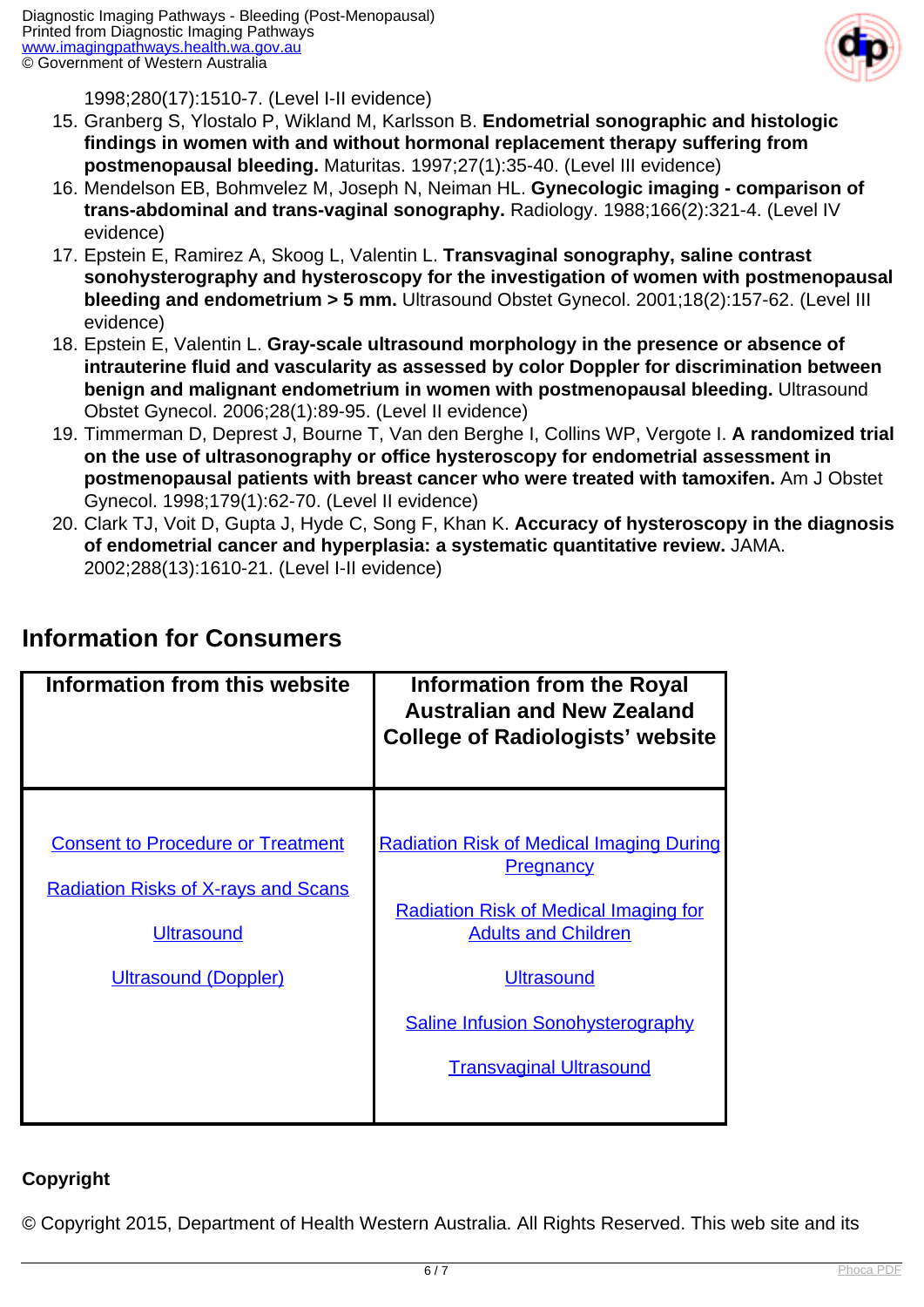1998;280(17):1510-7. (Level I-II evidence)

15. Granberg S, Ylostalo P, Wikland M, Karlsson B. **Endometrial sonographic and histologic findings in women with and without hormonal replacement therapy suffering from postmenopausal bleeding.** Maturitas. 1997;27(1):35-40. (Level III evidence)
16. Mendelson EB, Bohmvelez M, Joseph N, Neiman HL. **Gynecologic imaging - comparison of trans-abdominal and trans-vaginal sonography.** Radiology. 1988;166(2):321-4. (Level IV evidence)
17. Epstein E, Ramirez A, Skoog L, Valentin L. **Transvaginal sonography, saline contrast sonohysterography and hysteroscopy for the investigation of women with postmenopausal bleeding and endometrium > 5 mm.** Ultrasound Obstet Gynecol. 2001;18(2):157-62. (Level III evidence)
18. Epstein E, Valentin L. **Gray-scale ultrasound morphology in the presence or absence of intrauterine fluid and vascularity as assessed by color Doppler for discrimination between benign and malignant endometrium in women with postmenopausal bleeding.** Ultrasound Obstet Gynecol. 2006;28(1):89-95. (Level II evidence)
19. Timmerman D, Deprest J, Bourne T, Van den Berghe I, Collins WP, Vergote I. **A randomized trial on the use of ultrasonography or office hysteroscopy for endometrial assessment in postmenopausal patients with breast cancer who were treated with tamoxifen.** Am J Obstet Gynecol. 1998;179(1):62-70. (Level II evidence)
20. Clark TJ, Voit D, Gupta J, Hyde C, Song F, Khan K. **Accuracy of hysteroscopy in the diagnosis of endometrial cancer and hyperplasia: a systematic quantitative review.** JAMA. 2002;288(13):1610-21. (Level I-II evidence)

## Information for Consumers

| Information from this website | Information from the Royal Australian and New Zealand College of Radiologists' website |
|---|---|
| Consent to Procedure or Treatment<br><br>Radiation Risks of X-rays and Scans<br><br>Ultrasound<br><br>Ultrasound (Doppler) | Radiation Risk of Medical Imaging During Pregnancy<br><br>Radiation Risk of Medical Imaging for Adults and Children<br><br>Ultrasound<br><br>Saline Infusion Sonohysterography<br><br>Transvaginal Ultrasound |

**Copyright**

© Copyright 2015, Department of Health Western Australia. All Rights Reserved. This web site and its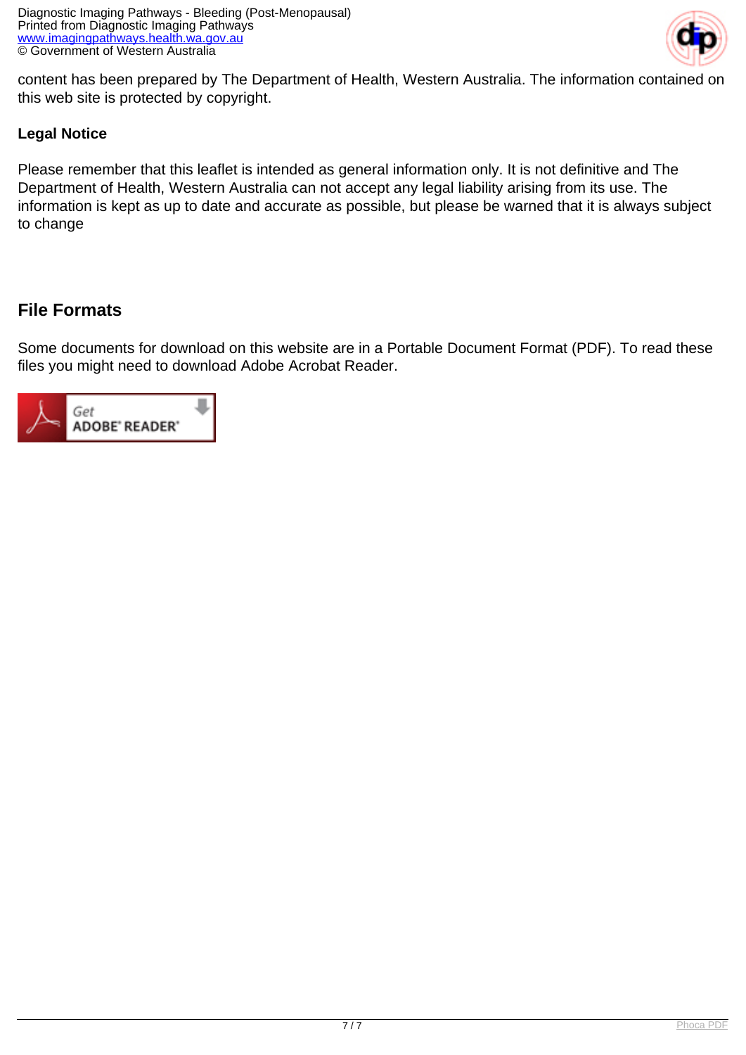content has been prepared by The Department of Health, Western Australia. The information contained on this web site is protected by copyright.

**Legal Notice**

Please remember that this leaflet is intended as general information only. It is not definitive and The Department of Health, Western Australia can not accept any legal liability arising from its use. The information is kept as up to date and accurate as possible, but please be warned that it is always subject to change

## File Formats

Some documents for download on this website are in a Portable Document Format (PDF). To read these files you might need to download Adobe Acrobat Reader.